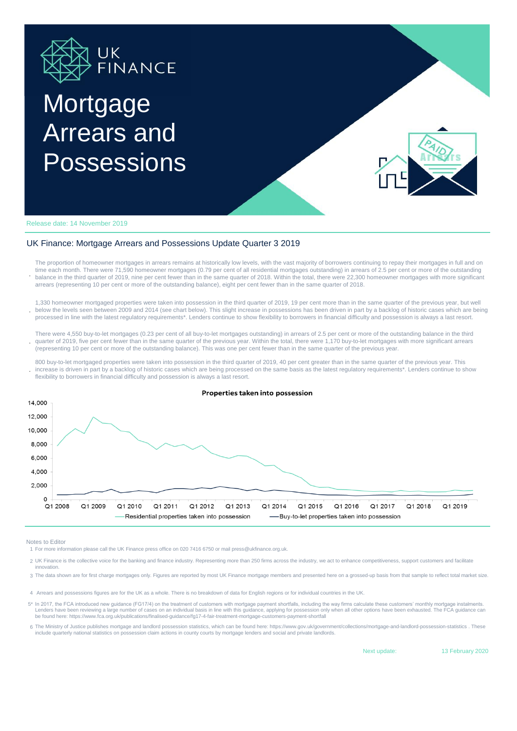# Mortgage Arrears and Possessions

Release date: 14 November 2019

## UK Finance: Mortgage Arrears and Possessions Update Quarter 3 2019

- The proportion of homeowner mortgages in arrears remains at historically low levels, with the vast majority of borrowers continuing to repay their mortgages in full and on time each month. There were 71,590 homeowner mortgages (0.79 per cent of all residential mortgages outstanding) in arrears of 2.5 per cent or more of the outstanding balance in the third quarter of 2019, nine per cent fewer than in the same quarter of 2018. Within the total, there were 22,300 homeowner mortgages with more significant arrears (representing 10 per cent or more of the outstanding balance), eight per cent fewer than in the same quarter of 2018.

- 1,330 homeowner mortgaged properties were taken into possession in the third quarter of 2019, 19 per cent more than in the same quarter of the previous year, but well below the levels seen between 2009 and 2014 (see chart below). This slight increase in possessions has been driven in part by a backlog of historic cases which are being processed in line with the latest regulatory requirements*. Lenders continue to show flexibility to borrowers in financial difficulty and possession is always a last resort.

- There were 4,550 buy-to-let mortgages (0.23 per cent of all buy-to-let mortgages outstanding) in arrears of 2.5 per cent or more of the outstanding balance in the third quarter of 2019, five per cent fewer than in the same quarter of the previous year. Within the total, there were 1,170 buy-to-let mortgages with more significant arrears (representing 10 per cent or more of the outstanding balance). This was one per cent fewer than in the same quarter of the previous year.

- 800 buy-to-let mortgaged properties were taken into possession in the third quarter of 2019, 40 per cent greater than in the same quarter of the previous year. This increase is driven in part by a backlog of historic cases which are being processed on the same basis as the latest regulatory requirements*. Lenders continue to show flexibility to borrowers in financial difficulty and possession is always a last resort.

**Properties taken into possession**

Notes to Editor

1. For more information please call the UK Finance press office on 020 7416 6750 or mail press@ukfinance.org.uk.
2. UK Finance is the collective voice for the banking and finance industry. Representing more than 250 firms across the industry, we act to enhance competitiveness, support customers and facilitate innovation.
3. The data shown are for first charge mortgages only. Figures are reported by most UK Finance mortgage members and presented here on a grossed-up basis from that sample to reflect total market size.
4. Arrears and possessions figures are for the UK as a whole. There is no breakdown of data for English regions or for individual countries in the UK.
5. \* In 2017, the FCA introduced new guidance (FG17/4) on the treatment of customers with mortgage payment shortfalls, including the way firms calculate these customers' monthly mortgage instalments. Lenders have been reviewing a large number of cases on an individual basis in line with this guidance, applying for possession only when all other options have been exhausted. The FCA guidance can be found here: https://www.fca.org.uk/publications/finalised-guidance/fg17-4-fair-treatment-mortgage-customers-payment-shortfall
6. The Ministry of Justice publishes mortgage and landlord possession statistics, which can be found here: https://www.gov.uk/government/collections/mortgage-and-landlord-possession-statistics . These include quarterly national statistics on possession claim actions in county courts by mortgage lenders and social and private landlords.

Next update: 13 February 2020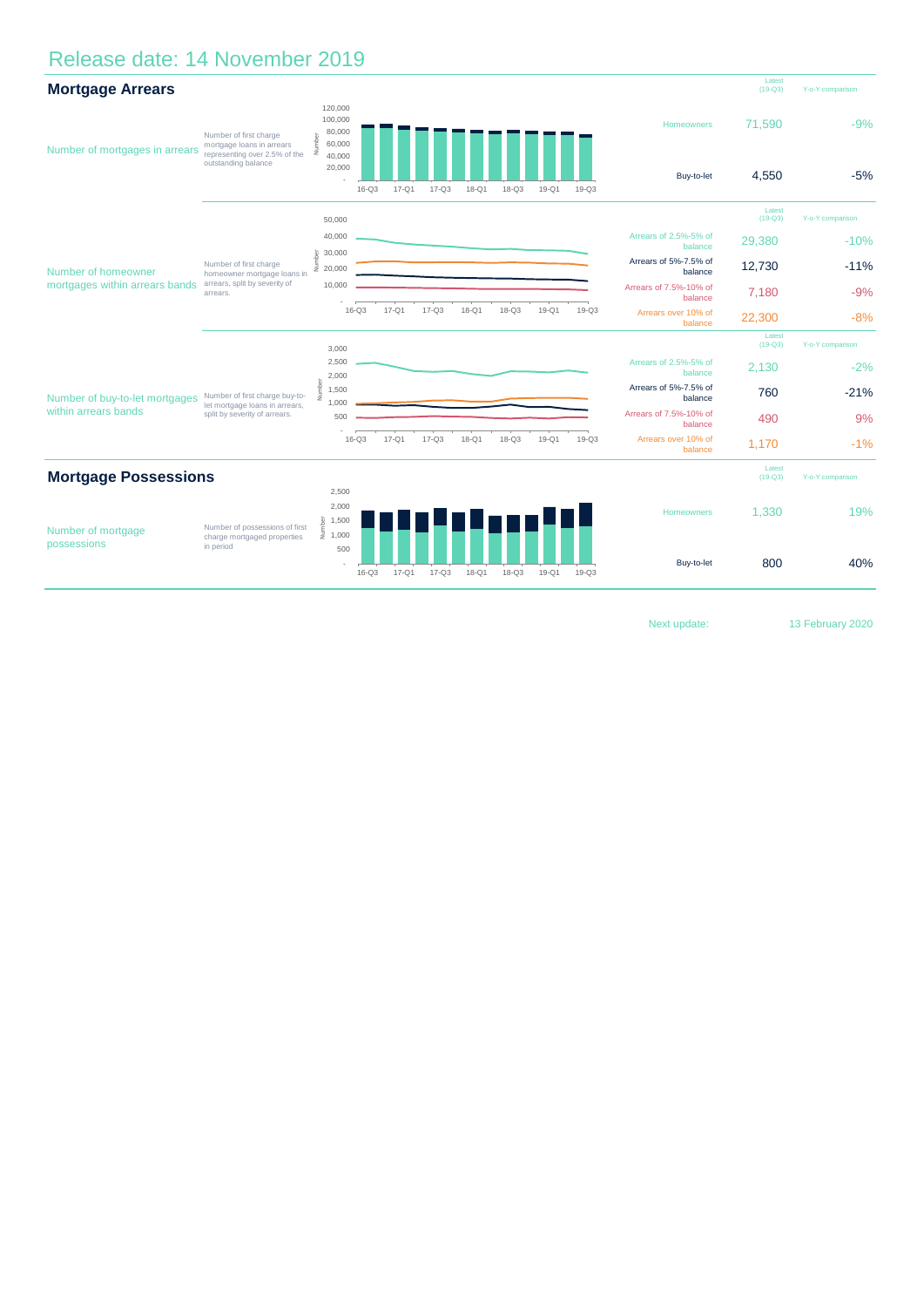# Release date: 14 November 2019

## Mortgage Arrears

**Number of mortgages in arrears**

Number of first charge mortgage loans in arrears representing over 2.5% of the outstanding balance

| | Latest (19-Q3) | Y-o-Y comparison |
|---|---|---|
| Homeowners | 71,590 | -9% |
| Buy-to-let | 4,550 | -5% |

**Number of homeowner mortgages within arrears bands**

Number of first charge homeowner mortgage loans in arrears, split by severity of arrears.

| | Latest (19-Q3) | Y-o-Y comparison |
|---|---|---|
| Arrears of 2.5%-5% of balance | 29,380 | -10% |
| Arrears of 5%-7.5% of balance | 12,730 | -11% |
| Arrears of 7.5%-10% of balance | 7,180 | -9% |
| Arrears over 10% of balance | 22,300 | -8% |

**Number of buy-to-let mortgages within arrears bands**

Number of first charge buy-to-let mortgage loans in arrears, split by severity of arrears.

| | Latest (19-Q3) | Y-o-Y comparison |
|---|---|---|
| Arrears of 2.5%-5% of balance | 2,130 | -2% |
| Arrears of 5%-7.5% of balance | 760 | -21% |
| Arrears of 7.5%-10% of balance | 490 | 9% |
| Arrears over 10% of balance | 1,170 | -1% |

## Mortgage Possessions

**Number of mortgage possessions**

Number of possessions of first charge mortgaged properties in period

| | Latest (19-Q3) | Y-o-Y comparison |
|---|---|---|
| Homeowners | 1,330 | 19% |
| Buy-to-let | 800 | 40% |

Next update: 13 February 2020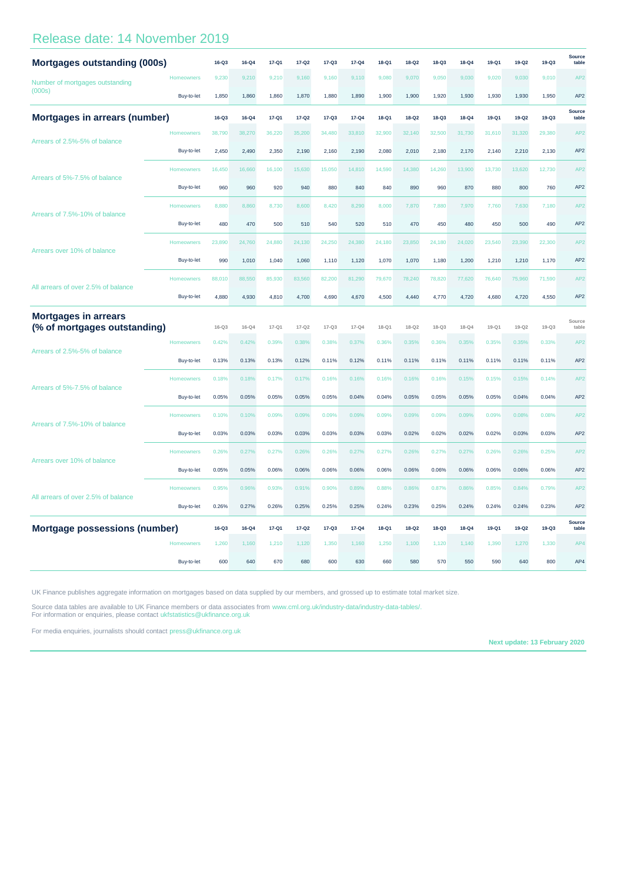Release date: 14 November 2019

## Mortgages outstanding (000s)

| | | 16-Q3 | 16-Q4 | 17-Q1 | 17-Q2 | 17-Q3 | 17-Q4 | 18-Q1 | 18-Q2 | 18-Q3 | 18-Q4 | 19-Q1 | 19-Q2 | 19-Q3 | Source table |
|---|---|---|---|---|---|---|---|---|---|---|---|---|---|---|---|
| Number of mortgages outstanding (000s) | Homeowners | 9,230 | 9,210 | 9,210 | 9,160 | 9,160 | 9,110 | 9,080 | 9,070 | 9,050 | 9,030 | 9,020 | 9,030 | 9,010 | AP2 |
| | Buy-to-let | 1,850 | 1,860 | 1,860 | 1,870 | 1,880 | 1,890 | 1,900 | 1,900 | 1,920 | 1,930 | 1,930 | 1,930 | 1,950 | AP2 |

## Mortgages in arrears (number)

| | | 16-Q3 | 16-Q4 | 17-Q1 | 17-Q2 | 17-Q3 | 17-Q4 | 18-Q1 | 18-Q2 | 18-Q3 | 18-Q4 | 19-Q1 | 19-Q2 | 19-Q3 | Source table |
|---|---|---|---|---|---|---|---|---|---|---|---|---|---|---|---|
| Arrears of 2.5%-5% of balance | Homeowners | 38,790 | 38,270 | 36,220 | 35,200 | 34,480 | 33,810 | 32,900 | 32,140 | 32,500 | 31,730 | 31,610 | 31,320 | 29,380 | AP2 |
| | Buy-to-let | 2,450 | 2,490 | 2,350 | 2,190 | 2,160 | 2,190 | 2,080 | 2,010 | 2,180 | 2,170 | 2,140 | 2,210 | 2,130 | AP2 |
| Arrears of 5%-7.5% of balance | Homeowners | 16,450 | 16,660 | 16,100 | 15,630 | 15,050 | 14,810 | 14,590 | 14,380 | 14,260 | 13,900 | 13,730 | 13,620 | 12,730 | AP2 |
| | Buy-to-let | 960 | 960 | 920 | 940 | 880 | 840 | 840 | 890 | 960 | 870 | 880 | 800 | 760 | AP2 |
| Arrears of 7.5%-10% of balance | Homeowners | 8,880 | 8,860 | 8,730 | 8,600 | 8,420 | 8,290 | 8,000 | 7,870 | 7,880 | 7,970 | 7,760 | 7,630 | 7,180 | AP2 |
| | Buy-to-let | 480 | 470 | 500 | 510 | 540 | 520 | 510 | 470 | 450 | 480 | 450 | 500 | 490 | AP2 |
| Arrears over 10% of balance | Homeowners | 23,890 | 24,760 | 24,880 | 24,130 | 24,250 | 24,380 | 24,180 | 23,850 | 24,180 | 24,020 | 23,540 | 23,390 | 22,300 | AP2 |
| | Buy-to-let | 990 | 1,010 | 1,040 | 1,060 | 1,110 | 1,120 | 1,070 | 1,070 | 1,180 | 1,200 | 1,210 | 1,210 | 1,170 | AP2 |
| All arrears of over 2.5% of balance | Homeowners | 88,010 | 88,550 | 85,930 | 83,560 | 82,200 | 81,290 | 79,670 | 78,240 | 78,820 | 77,620 | 76,640 | 75,960 | 71,590 | AP2 |
| | Buy-to-let | 4,880 | 4,930 | 4,810 | 4,700 | 4,690 | 4,670 | 4,500 | 4,440 | 4,770 | 4,720 | 4,680 | 4,720 | 4,550 | AP2 |

## Mortgages in arrears (% of mortgages outstanding)

| | | 16-Q3 | 16-Q4 | 17-Q1 | 17-Q2 | 17-Q3 | 17-Q4 | 18-Q1 | 18-Q2 | 18-Q3 | 18-Q4 | 19-Q1 | 19-Q2 | 19-Q3 | Source table |
|---|---|---|---|---|---|---|---|---|---|---|---|---|---|---|---|
| Arrears of 2.5%-5% of balance | Homeowners | 0.42% | 0.42% | 0.39% | 0.38% | 0.38% | 0.37% | 0.36% | 0.35% | 0.36% | 0.35% | 0.35% | 0.35% | 0.33% | AP2 |
| | Buy-to-let | 0.13% | 0.13% | 0.13% | 0.12% | 0.11% | 0.12% | 0.11% | 0.11% | 0.11% | 0.11% | 0.11% | 0.11% | 0.11% | AP2 |
| Arrears of 5%-7.5% of balance | Homeowners | 0.18% | 0.18% | 0.17% | 0.17% | 0.16% | 0.16% | 0.16% | 0.16% | 0.16% | 0.15% | 0.15% | 0.15% | 0.14% | AP2 |
| | Buy-to-let | 0.05% | 0.05% | 0.05% | 0.05% | 0.05% | 0.04% | 0.04% | 0.05% | 0.05% | 0.05% | 0.05% | 0.04% | 0.04% | AP2 |
| Arrears of 7.5%-10% of balance | Homeowners | 0.10% | 0.10% | 0.09% | 0.09% | 0.09% | 0.09% | 0.09% | 0.09% | 0.09% | 0.09% | 0.09% | 0.08% | 0.08% | AP2 |
| | Buy-to-let | 0.03% | 0.03% | 0.03% | 0.03% | 0.03% | 0.03% | 0.03% | 0.02% | 0.02% | 0.02% | 0.02% | 0.03% | 0.03% | AP2 |
| Arrears over 10% of balance | Homeowners | 0.26% | 0.27% | 0.27% | 0.26% | 0.26% | 0.27% | 0.27% | 0.26% | 0.27% | 0.27% | 0.26% | 0.26% | 0.25% | AP2 |
| | Buy-to-let | 0.05% | 0.05% | 0.06% | 0.06% | 0.06% | 0.06% | 0.06% | 0.06% | 0.06% | 0.06% | 0.06% | 0.06% | 0.06% | AP2 |
| All arrears of over 2.5% of balance | Homeowners | 0.95% | 0.96% | 0.93% | 0.91% | 0.90% | 0.89% | 0.88% | 0.86% | 0.87% | 0.86% | 0.85% | 0.84% | 0.79% | AP2 |
| | Buy-to-let | 0.26% | 0.27% | 0.26% | 0.25% | 0.25% | 0.25% | 0.24% | 0.23% | 0.25% | 0.24% | 0.24% | 0.24% | 0.23% | AP2 |

## Mortgage possessions (number)

| | | 16-Q3 | 16-Q4 | 17-Q1 | 17-Q2 | 17-Q3 | 17-Q4 | 18-Q1 | 18-Q2 | 18-Q3 | 18-Q4 | 19-Q1 | 19-Q2 | 19-Q3 | Source table |
|---|---|---|---|---|---|---|---|---|---|---|---|---|---|---|---|
| | Homeowners | 1,260 | 1,160 | 1,210 | 1,120 | 1,350 | 1,160 | 1,250 | 1,100 | 1,120 | 1,140 | 1,390 | 1,270 | 1,330 | AP4 |
| | Buy-to-let | 600 | 640 | 670 | 680 | 600 | 630 | 660 | 580 | 570 | 550 | 590 | 640 | 800 | AP4 |

UK Finance publishes aggregate information on mortgages based on data supplied by our members, and grossed up to estimate total market size.

Source data tables are available to UK Finance members or data associates from www.cml.org.uk/industry-data/industry-data-tables/.
For information or enquiries, please contact ukfstatistics@ukfinance.org.uk

For media enquiries, journalists should contact press@ukfinance.org.uk

**Next update: 13 February 2020**